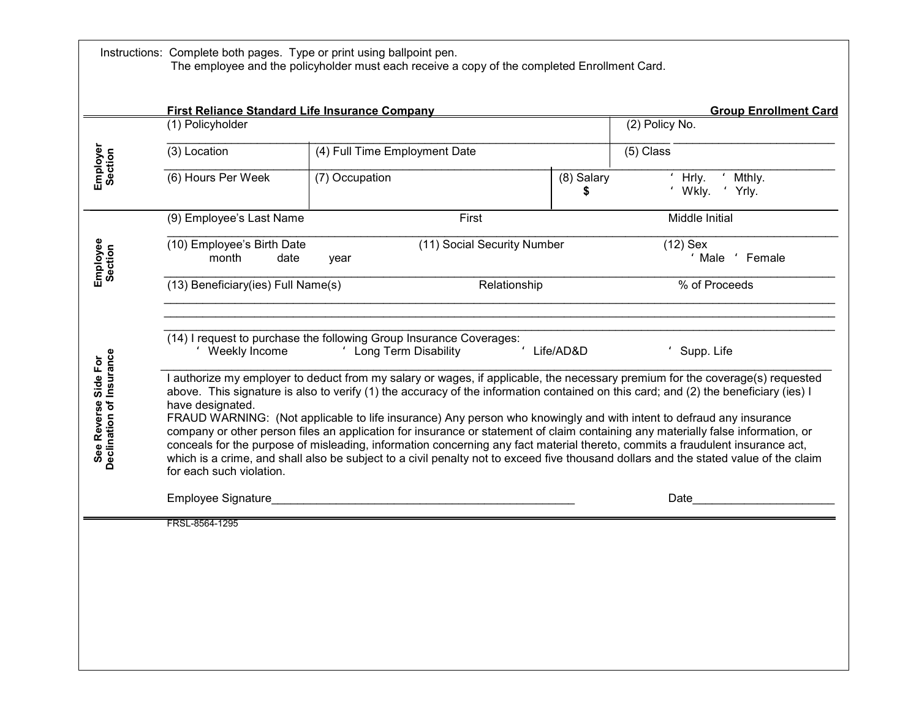Instructions: Complete both pages. Type or print using ballpoint pen.
The employee and the policyholder must each receive a copy of the completed Enrollment Card.

**First Reliance Standard Life Insurance Company** **Group Enrollment Card**

**Employer Section**

| (1) Policyholder | | | (2) Policy No. |
|---|---|---|---|
| (3) Location | (4) Full Time Employment Date | | (5) Class |
| (6) Hours Per Week | (7) Occupation | (8) Salary $ | ‘ Hrly. ‘ Mthly. ‘ Wkly. ‘ Yrly. |

**Employee Section**

| (9) Employee's Last Name | First | Middle Initial |
|---|---|---|
| (10) Employee's Birth Date month date year | (11) Social Security Number | (12) Sex ‘ Male ‘ Female |
| (13) Beneficiary(ies) Full Name(s) | Relationship | % of Proceeds |
| | | |
| | | |

**See Reverse Side For Declination of Insurance**

(14) I request to purchase the following Group Insurance Coverages:
‘ Weekly Income ‘ Long Term Disability ‘ Life/AD&D ‘ Supp. Life

I authorize my employer to deduct from my salary or wages, if applicable, the necessary premium for the coverage(s) requested above. This signature is also to verify (1) the accuracy of the information contained on this card; and (2) the beneficiary (ies) I have designated.
FRAUD WARNING: (Not applicable to life insurance) Any person who knowingly and with intent to defraud any insurance company or other person files an application for insurance or statement of claim containing any materially false information, or conceals for the purpose of misleading, information concerning any fact material thereto, commits a fraudulent insurance act, which is a crime, and shall also be subject to a civil penalty not to exceed five thousand dollars and the stated value of the claim for each such violation.

Employee Signature_______________________________________________ Date_____________________

FRSL-8564-1295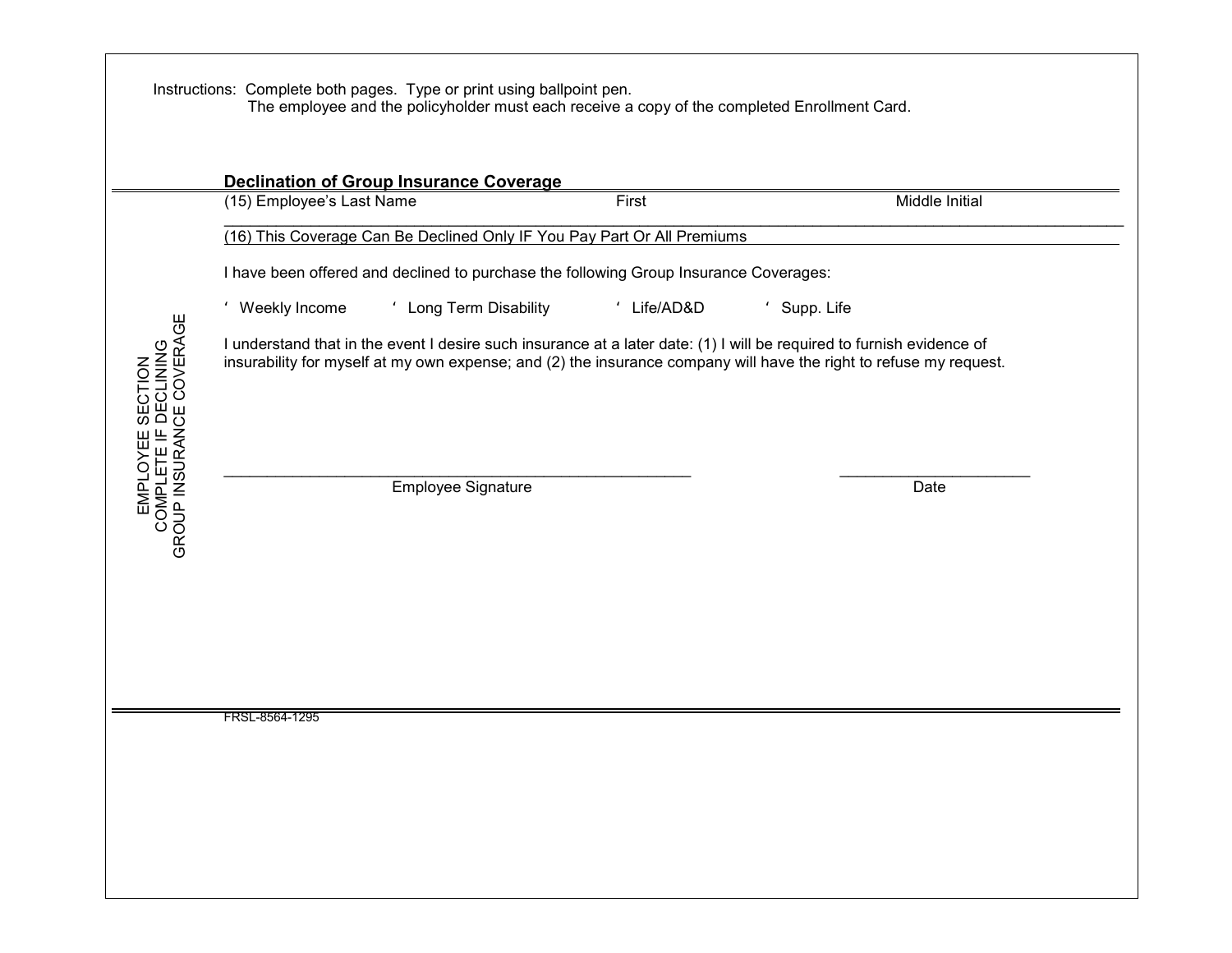Instructions: Complete both pages. Type or print using ballpoint pen.
The employee and the policyholder must each receive a copy of the completed Enrollment Card.

EMPLOYEE SECTION
COMPLETE IF DECLINING
GROUP INSURANCE COVERAGE

## Declination of Group Insurance Coverage

(15) Employee's Last Name First Middle Initial

(16) This Coverage Can Be Declined Only IF You Pay Part Or All Premiums

I have been offered and declined to purchase the following Group Insurance Coverages:

- Weekly Income
- Long Term Disability
- Life/AD&D
- Supp. Life

I understand that in the event I desire such insurance at a later date: (1) I will be required to furnish evidence of insurability for myself at my own expense; and (2) the insurance company will have the right to refuse my request.

\_\_\_\_\_\_\_\_\_\_\_\_\_\_\_\_\_\_\_\_\_\_\_\_\_\_\_\_\_\_\_\_\_\_\_\_\_\_\_\_\_\_\_\_\_\_\_\_\_\_\_\_\_\_\_\_ \_\_\_\_\_\_\_\_\_\_\_\_\_\_\_\_\_\_\_\_\_\_\_
Employee Signature Date

FRSL-8564-1295